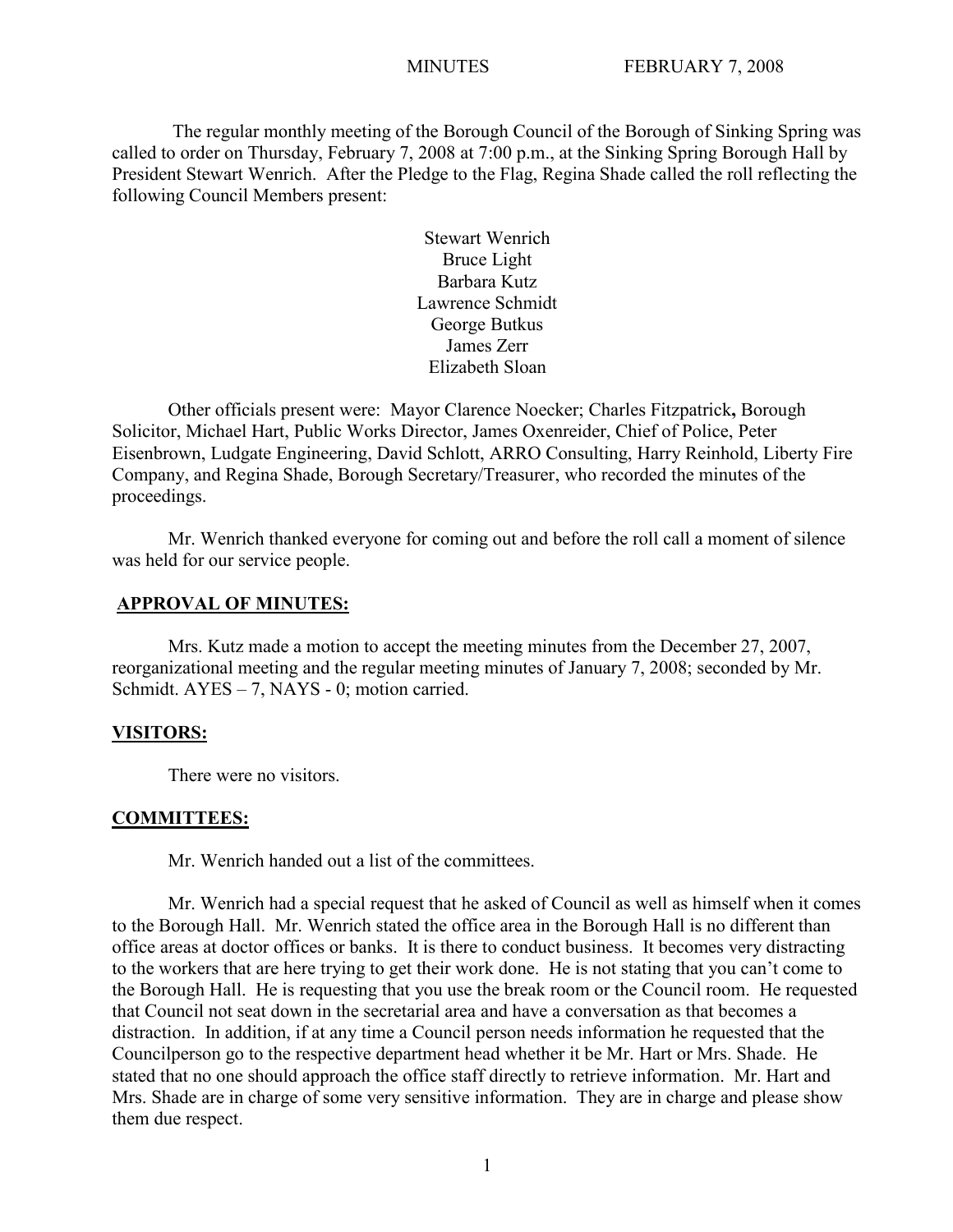MINUTES FEBRUARY 7, 2008

The regular monthly meeting of the Borough Council of the Borough of Sinking Spring was called to order on Thursday, February 7, 2008 at 7:00 p.m., at the Sinking Spring Borough Hall by President Stewart Wenrich. After the Pledge to the Flag, Regina Shade called the roll reflecting the following Council Members present:

Stewart Wenrich
Bruce Light
Barbara Kutz
Lawrence Schmidt
George Butkus
James Zerr
Elizabeth Sloan

Other officials present were: Mayor Clarence Noecker; Charles Fitzpatrick**,** Borough Solicitor, Michael Hart, Public Works Director, James Oxenreider, Chief of Police, Peter Eisenbrown, Ludgate Engineering, David Schlott, ARRO Consulting, Harry Reinhold, Liberty Fire Company, and Regina Shade, Borough Secretary/Treasurer, who recorded the minutes of the proceedings.

Mr. Wenrich thanked everyone for coming out and before the roll call a moment of silence was held for our service people.

## APPROVAL OF MINUTES:

Mrs. Kutz made a motion to accept the meeting minutes from the December 27, 2007, reorganizational meeting and the regular meeting minutes of January 7, 2008; seconded by Mr. Schmidt. AYES – 7, NAYS - 0; motion carried.

## VISITORS:

There were no visitors.

## COMMITTEES:

Mr. Wenrich handed out a list of the committees.

Mr. Wenrich had a special request that he asked of Council as well as himself when it comes to the Borough Hall. Mr. Wenrich stated the office area in the Borough Hall is no different than office areas at doctor offices or banks. It is there to conduct business. It becomes very distracting to the workers that are here trying to get their work done. He is not stating that you can't come to the Borough Hall. He is requesting that you use the break room or the Council room. He requested that Council not seat down in the secretarial area and have a conversation as that becomes a distraction. In addition, if at any time a Council person needs information he requested that the Councilperson go to the respective department head whether it be Mr. Hart or Mrs. Shade. He stated that no one should approach the office staff directly to retrieve information. Mr. Hart and Mrs. Shade are in charge of some very sensitive information. They are in charge and please show them due respect.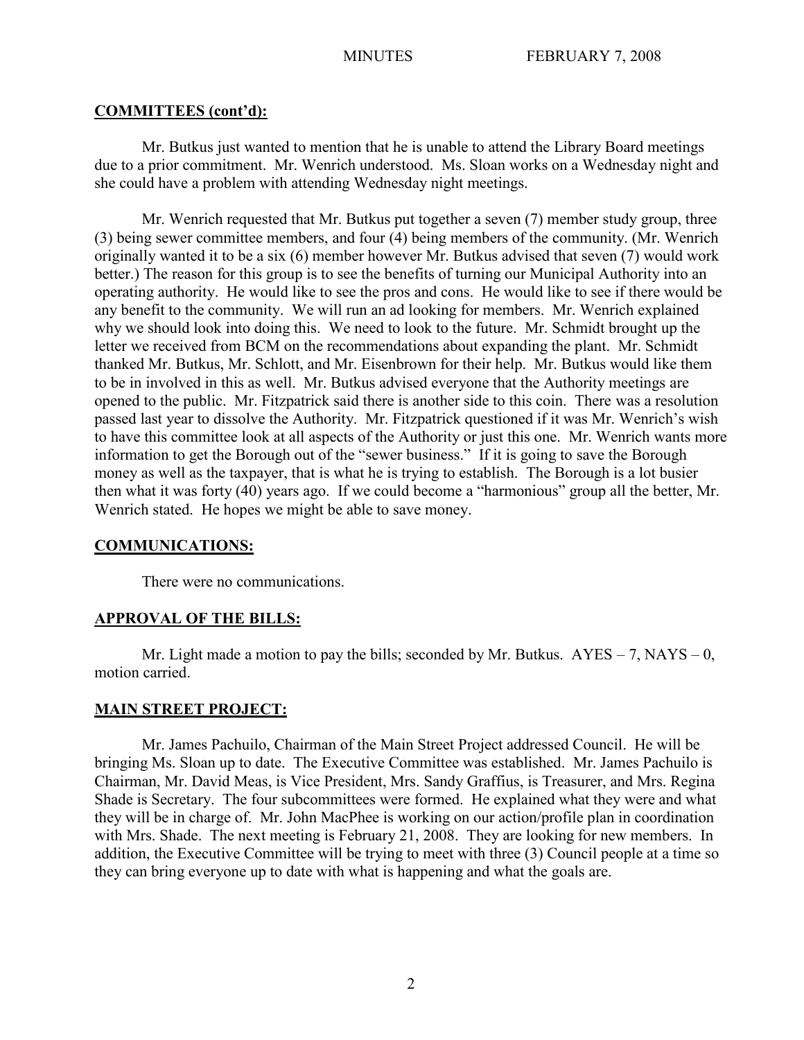## COMMITTEES (cont'd):

Mr. Butkus just wanted to mention that he is unable to attend the Library Board meetings due to a prior commitment. Mr. Wenrich understood. Ms. Sloan works on a Wednesday night and she could have a problem with attending Wednesday night meetings.

Mr. Wenrich requested that Mr. Butkus put together a seven (7) member study group, three (3) being sewer committee members, and four (4) being members of the community. (Mr. Wenrich originally wanted it to be a six (6) member however Mr. Butkus advised that seven (7) would work better.) The reason for this group is to see the benefits of turning our Municipal Authority into an operating authority. He would like to see the pros and cons. He would like to see if there would be any benefit to the community. We will run an ad looking for members. Mr. Wenrich explained why we should look into doing this. We need to look to the future. Mr. Schmidt brought up the letter we received from BCM on the recommendations about expanding the plant. Mr. Schmidt thanked Mr. Butkus, Mr. Schlott, and Mr. Eisenbrown for their help. Mr. Butkus would like them to be in involved in this as well. Mr. Butkus advised everyone that the Authority meetings are opened to the public. Mr. Fitzpatrick said there is another side to this coin. There was a resolution passed last year to dissolve the Authority. Mr. Fitzpatrick questioned if it was Mr. Wenrich's wish to have this committee look at all aspects of the Authority or just this one. Mr. Wenrich wants more information to get the Borough out of the "sewer business." If it is going to save the Borough money as well as the taxpayer, that is what he is trying to establish. The Borough is a lot busier then what it was forty (40) years ago. If we could become a "harmonious" group all the better, Mr. Wenrich stated. He hopes we might be able to save money.

## COMMUNICATIONS:

There were no communications.

## APPROVAL OF THE BILLS:

Mr. Light made a motion to pay the bills; seconded by Mr. Butkus. AYES – 7, NAYS – 0, motion carried.

## MAIN STREET PROJECT:

Mr. James Pachuilo, Chairman of the Main Street Project addressed Council. He will be bringing Ms. Sloan up to date. The Executive Committee was established. Mr. James Pachuilo is Chairman, Mr. David Meas, is Vice President, Mrs. Sandy Graffius, is Treasurer, and Mrs. Regina Shade is Secretary. The four subcommittees were formed. He explained what they were and what they will be in charge of. Mr. John MacPhee is working on our action/profile plan in coordination with Mrs. Shade. The next meeting is February 21, 2008. They are looking for new members. In addition, the Executive Committee will be trying to meet with three (3) Council people at a time so they can bring everyone up to date with what is happening and what the goals are.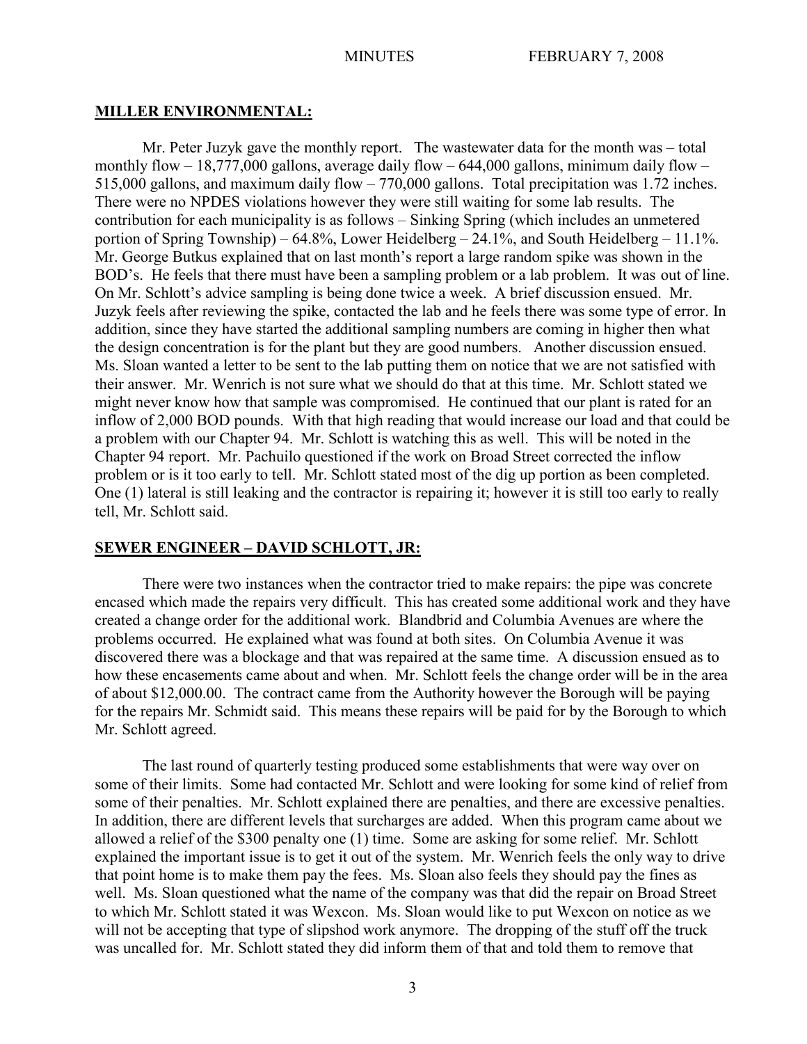**MILLER ENVIRONMENTAL:**

Mr. Peter Juzyk gave the monthly report. The wastewater data for the month was – total monthly flow – 18,777,000 gallons, average daily flow – 644,000 gallons, minimum daily flow – 515,000 gallons, and maximum daily flow – 770,000 gallons. Total precipitation was 1.72 inches. There were no NPDES violations however they were still waiting for some lab results. The contribution for each municipality is as follows – Sinking Spring (which includes an unmetered portion of Spring Township) – 64.8%, Lower Heidelberg – 24.1%, and South Heidelberg – 11.1%. Mr. George Butkus explained that on last month's report a large random spike was shown in the BOD's. He feels that there must have been a sampling problem or a lab problem. It was out of line. On Mr. Schlott's advice sampling is being done twice a week. A brief discussion ensued. Mr. Juzyk feels after reviewing the spike, contacted the lab and he feels there was some type of error. In addition, since they have started the additional sampling numbers are coming in higher then what the design concentration is for the plant but they are good numbers. Another discussion ensued. Ms. Sloan wanted a letter to be sent to the lab putting them on notice that we are not satisfied with their answer. Mr. Wenrich is not sure what we should do that at this time. Mr. Schlott stated we might never know how that sample was compromised. He continued that our plant is rated for an inflow of 2,000 BOD pounds. With that high reading that would increase our load and that could be a problem with our Chapter 94. Mr. Schlott is watching this as well. This will be noted in the Chapter 94 report. Mr. Pachuilo questioned if the work on Broad Street corrected the inflow problem or is it too early to tell. Mr. Schlott stated most of the dig up portion as been completed. One (1) lateral is still leaking and the contractor is repairing it; however it is still too early to really tell, Mr. Schlott said.

**SEWER ENGINEER – DAVID SCHLOTT, JR:**

There were two instances when the contractor tried to make repairs: the pipe was concrete encased which made the repairs very difficult. This has created some additional work and they have created a change order for the additional work. Blandbrid and Columbia Avenues are where the problems occurred. He explained what was found at both sites. On Columbia Avenue it was discovered there was a blockage and that was repaired at the same time. A discussion ensued as to how these encasements came about and when. Mr. Schlott feels the change order will be in the area of about $12,000.00. The contract came from the Authority however the Borough will be paying for the repairs Mr. Schmidt said. This means these repairs will be paid for by the Borough to which Mr. Schlott agreed.

The last round of quarterly testing produced some establishments that were way over on some of their limits. Some had contacted Mr. Schlott and were looking for some kind of relief from some of their penalties. Mr. Schlott explained there are penalties, and there are excessive penalties. In addition, there are different levels that surcharges are added. When this program came about we allowed a relief of the $300 penalty one (1) time. Some are asking for some relief. Mr. Schlott explained the important issue is to get it out of the system. Mr. Wenrich feels the only way to drive that point home is to make them pay the fees. Ms. Sloan also feels they should pay the fines as well. Ms. Sloan questioned what the name of the company was that did the repair on Broad Street to which Mr. Schlott stated it was Wexcon. Ms. Sloan would like to put Wexcon on notice as we will not be accepting that type of slipshod work anymore. The dropping of the stuff off the truck was uncalled for. Mr. Schlott stated they did inform them of that and told them to remove that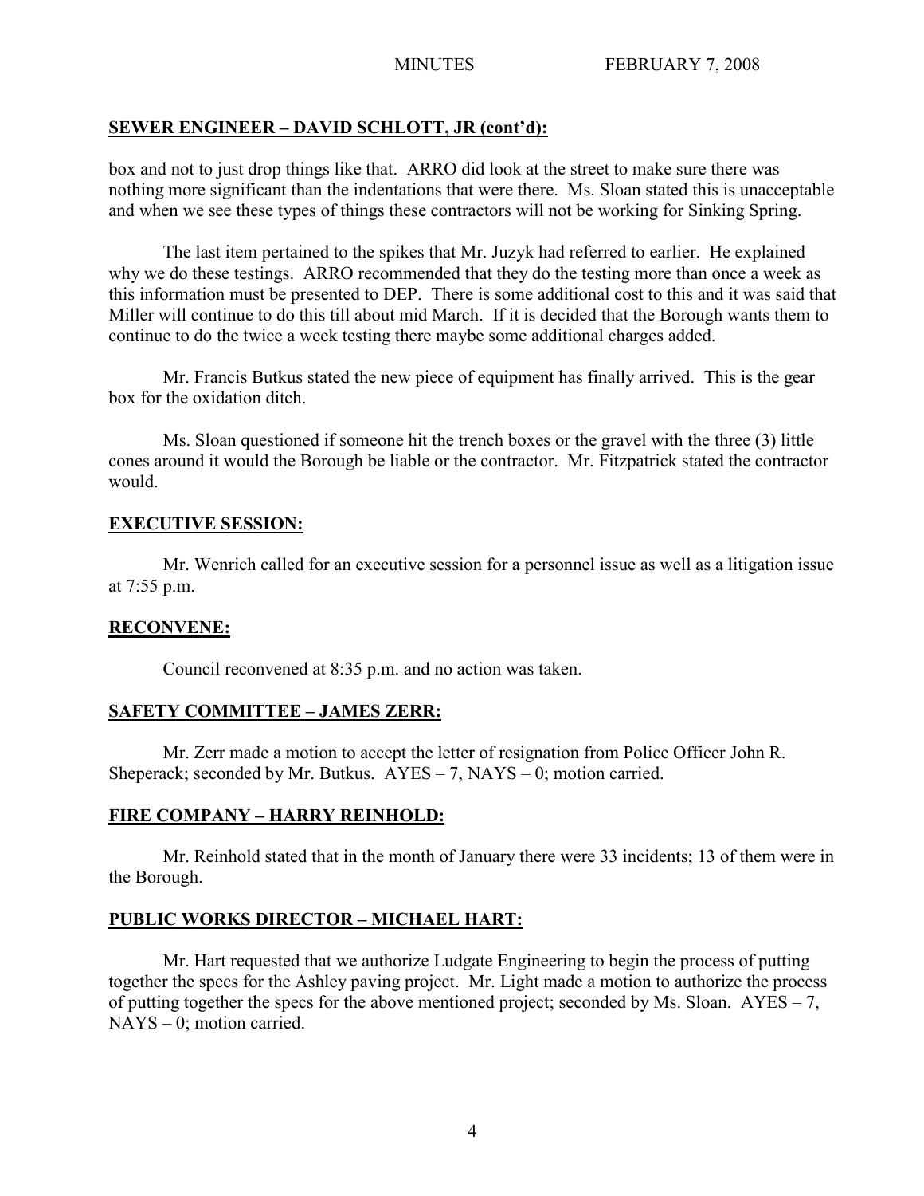## SEWER ENGINEER – DAVID SCHLOTT, JR (cont'd):

box and not to just drop things like that. ARRO did look at the street to make sure there was nothing more significant than the indentations that were there. Ms. Sloan stated this is unacceptable and when we see these types of things these contractors will not be working for Sinking Spring.

The last item pertained to the spikes that Mr. Juzyk had referred to earlier. He explained why we do these testings. ARRO recommended that they do the testing more than once a week as this information must be presented to DEP. There is some additional cost to this and it was said that Miller will continue to do this till about mid March. If it is decided that the Borough wants them to continue to do the twice a week testing there maybe some additional charges added.

Mr. Francis Butkus stated the new piece of equipment has finally arrived. This is the gear box for the oxidation ditch.

Ms. Sloan questioned if someone hit the trench boxes or the gravel with the three (3) little cones around it would the Borough be liable or the contractor. Mr. Fitzpatrick stated the contractor would.

## EXECUTIVE SESSION:

Mr. Wenrich called for an executive session for a personnel issue as well as a litigation issue at 7:55 p.m.

## RECONVENE:

Council reconvened at 8:35 p.m. and no action was taken.

## SAFETY COMMITTEE – JAMES ZERR:

Mr. Zerr made a motion to accept the letter of resignation from Police Officer John R. Sheperack; seconded by Mr. Butkus. AYES – 7, NAYS – 0; motion carried.

## FIRE COMPANY – HARRY REINHOLD:

Mr. Reinhold stated that in the month of January there were 33 incidents; 13 of them were in the Borough.

## PUBLIC WORKS DIRECTOR – MICHAEL HART:

Mr. Hart requested that we authorize Ludgate Engineering to begin the process of putting together the specs for the Ashley paving project. Mr. Light made a motion to authorize the process of putting together the specs for the above mentioned project; seconded by Ms. Sloan. AYES – 7, NAYS – 0; motion carried.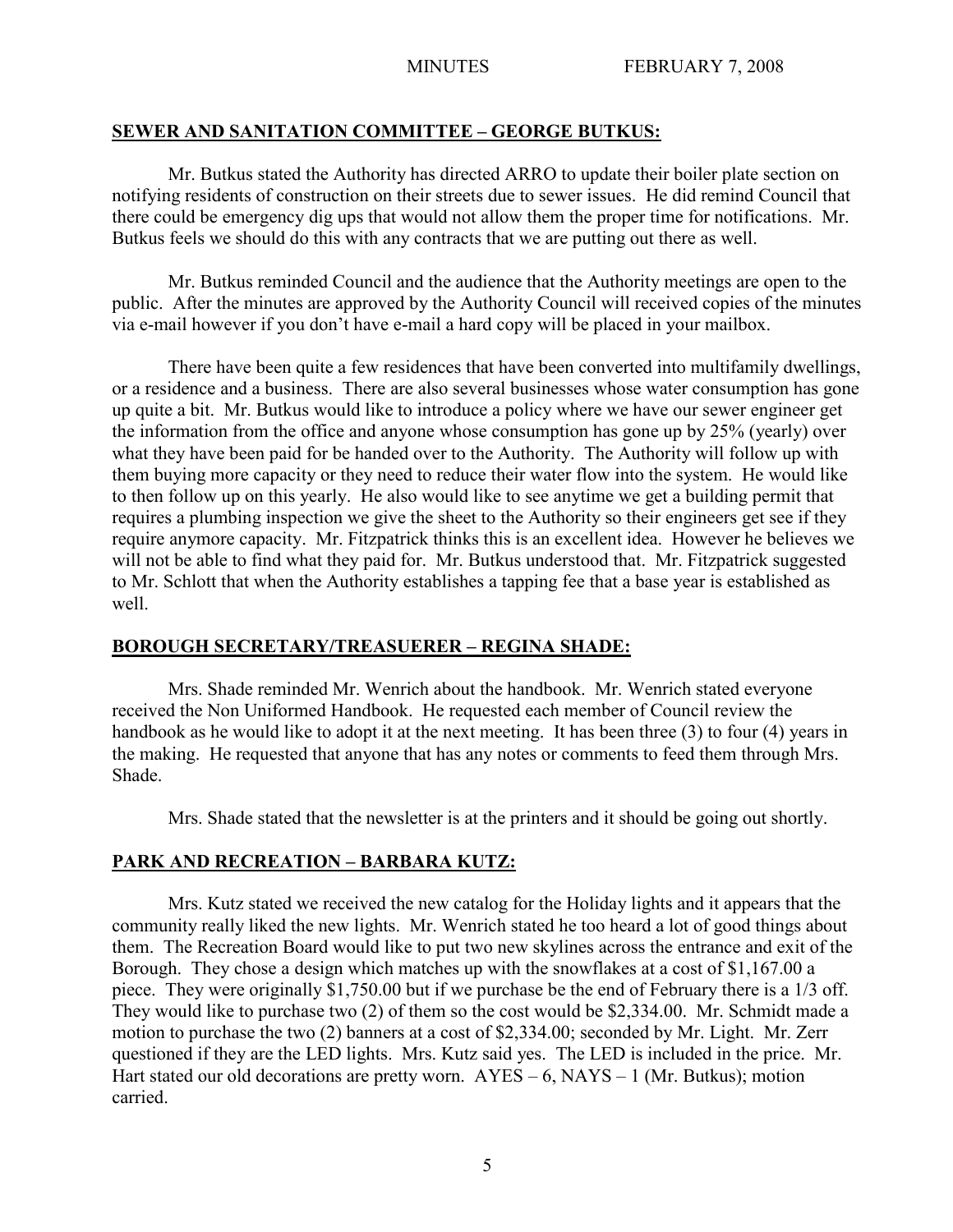## SEWER AND SANITATION COMMITTEE – GEORGE BUTKUS:

Mr. Butkus stated the Authority has directed ARRO to update their boiler plate section on notifying residents of construction on their streets due to sewer issues. He did remind Council that there could be emergency dig ups that would not allow them the proper time for notifications. Mr. Butkus feels we should do this with any contracts that we are putting out there as well.

Mr. Butkus reminded Council and the audience that the Authority meetings are open to the public. After the minutes are approved by the Authority Council will received copies of the minutes via e-mail however if you don't have e-mail a hard copy will be placed in your mailbox.

There have been quite a few residences that have been converted into multifamily dwellings, or a residence and a business. There are also several businesses whose water consumption has gone up quite a bit. Mr. Butkus would like to introduce a policy where we have our sewer engineer get the information from the office and anyone whose consumption has gone up by 25% (yearly) over what they have been paid for be handed over to the Authority. The Authority will follow up with them buying more capacity or they need to reduce their water flow into the system. He would like to then follow up on this yearly. He also would like to see anytime we get a building permit that requires a plumbing inspection we give the sheet to the Authority so their engineers get see if they require anymore capacity. Mr. Fitzpatrick thinks this is an excellent idea. However he believes we will not be able to find what they paid for. Mr. Butkus understood that. Mr. Fitzpatrick suggested to Mr. Schlott that when the Authority establishes a tapping fee that a base year is established as well.

## BOROUGH SECRETARY/TREASUERER – REGINA SHADE:

Mrs. Shade reminded Mr. Wenrich about the handbook. Mr. Wenrich stated everyone received the Non Uniformed Handbook. He requested each member of Council review the handbook as he would like to adopt it at the next meeting. It has been three (3) to four (4) years in the making. He requested that anyone that has any notes or comments to feed them through Mrs. Shade.

Mrs. Shade stated that the newsletter is at the printers and it should be going out shortly.

## PARK AND RECREATION – BARBARA KUTZ:

Mrs. Kutz stated we received the new catalog for the Holiday lights and it appears that the community really liked the new lights. Mr. Wenrich stated he too heard a lot of good things about them. The Recreation Board would like to put two new skylines across the entrance and exit of the Borough. They chose a design which matches up with the snowflakes at a cost of $1,167.00 a piece. They were originally $1,750.00 but if we purchase be the end of February there is a 1/3 off. They would like to purchase two (2) of them so the cost would be $2,334.00. Mr. Schmidt made a motion to purchase the two (2) banners at a cost of $2,334.00; seconded by Mr. Light. Mr. Zerr questioned if they are the LED lights. Mrs. Kutz said yes. The LED is included in the price. Mr. Hart stated our old decorations are pretty worn. AYES – 6, NAYS – 1 (Mr. Butkus); motion carried.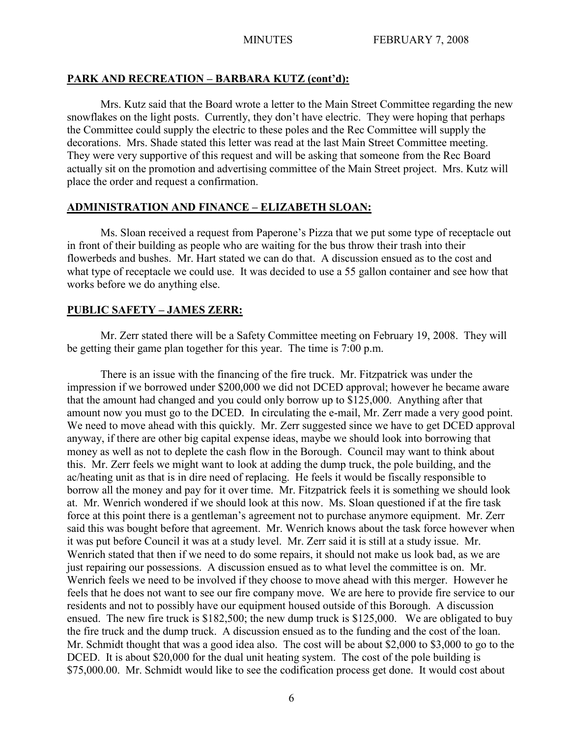## PARK AND RECREATION – BARBARA KUTZ (cont'd):

Mrs. Kutz said that the Board wrote a letter to the Main Street Committee regarding the new snowflakes on the light posts. Currently, they don't have electric. They were hoping that perhaps the Committee could supply the electric to these poles and the Rec Committee will supply the decorations. Mrs. Shade stated this letter was read at the last Main Street Committee meeting. They were very supportive of this request and will be asking that someone from the Rec Board actually sit on the promotion and advertising committee of the Main Street project. Mrs. Kutz will place the order and request a confirmation.

## ADMINISTRATION AND FINANCE – ELIZABETH SLOAN:

Ms. Sloan received a request from Paperone's Pizza that we put some type of receptacle out in front of their building as people who are waiting for the bus throw their trash into their flowerbeds and bushes. Mr. Hart stated we can do that. A discussion ensued as to the cost and what type of receptacle we could use. It was decided to use a 55 gallon container and see how that works before we do anything else.

## PUBLIC SAFETY – JAMES ZERR:

Mr. Zerr stated there will be a Safety Committee meeting on February 19, 2008. They will be getting their game plan together for this year. The time is 7:00 p.m.

There is an issue with the financing of the fire truck. Mr. Fitzpatrick was under the impression if we borrowed under $200,000 we did not DCED approval; however he became aware that the amount had changed and you could only borrow up to $125,000. Anything after that amount now you must go to the DCED. In circulating the e-mail, Mr. Zerr made a very good point. We need to move ahead with this quickly. Mr. Zerr suggested since we have to get DCED approval anyway, if there are other big capital expense ideas, maybe we should look into borrowing that money as well as not to deplete the cash flow in the Borough. Council may want to think about this. Mr. Zerr feels we might want to look at adding the dump truck, the pole building, and the ac/heating unit as that is in dire need of replacing. He feels it would be fiscally responsible to borrow all the money and pay for it over time. Mr. Fitzpatrick feels it is something we should look at. Mr. Wenrich wondered if we should look at this now. Ms. Sloan questioned if at the fire task force at this point there is a gentleman's agreement not to purchase anymore equipment. Mr. Zerr said this was bought before that agreement. Mr. Wenrich knows about the task force however when it was put before Council it was at a study level. Mr. Zerr said it is still at a study issue. Mr. Wenrich stated that then if we need to do some repairs, it should not make us look bad, as we are just repairing our possessions. A discussion ensued as to what level the committee is on. Mr. Wenrich feels we need to be involved if they choose to move ahead with this merger. However he feels that he does not want to see our fire company move. We are here to provide fire service to our residents and not to possibly have our equipment housed outside of this Borough. A discussion ensued. The new fire truck is $182,500; the new dump truck is $125,000. We are obligated to buy the fire truck and the dump truck. A discussion ensued as to the funding and the cost of the loan. Mr. Schmidt thought that was a good idea also. The cost will be about $2,000 to $3,000 to go to the DCED. It is about $20,000 for the dual unit heating system. The cost of the pole building is $75,000.00. Mr. Schmidt would like to see the codification process get done. It would cost about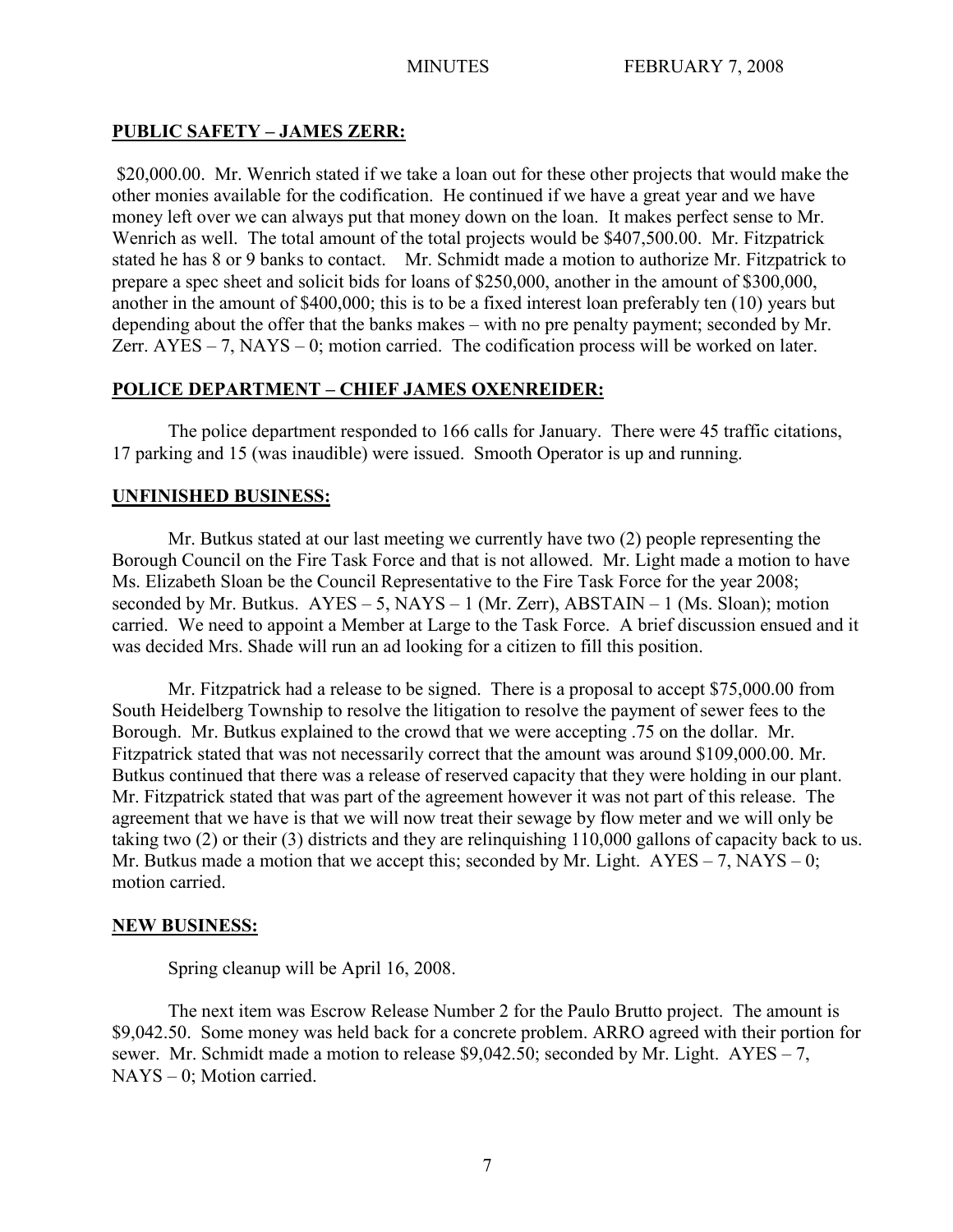## PUBLIC SAFETY – JAMES ZERR:

$20,000.00. Mr. Wenrich stated if we take a loan out for these other projects that would make the other monies available for the codification. He continued if we have a great year and we have money left over we can always put that money down on the loan. It makes perfect sense to Mr. Wenrich as well. The total amount of the total projects would be $407,500.00. Mr. Fitzpatrick stated he has 8 or 9 banks to contact. Mr. Schmidt made a motion to authorize Mr. Fitzpatrick to prepare a spec sheet and solicit bids for loans of $250,000, another in the amount of $300,000, another in the amount of $400,000; this is to be a fixed interest loan preferably ten (10) years but depending about the offer that the banks makes – with no pre penalty payment; seconded by Mr. Zerr. AYES – 7, NAYS – 0; motion carried. The codification process will be worked on later.

## POLICE DEPARTMENT – CHIEF JAMES OXENREIDER:

The police department responded to 166 calls for January. There were 45 traffic citations, 17 parking and 15 (was inaudible) were issued. Smooth Operator is up and running.

## UNFINISHED BUSINESS:

Mr. Butkus stated at our last meeting we currently have two (2) people representing the Borough Council on the Fire Task Force and that is not allowed. Mr. Light made a motion to have Ms. Elizabeth Sloan be the Council Representative to the Fire Task Force for the year 2008; seconded by Mr. Butkus. AYES – 5, NAYS – 1 (Mr. Zerr), ABSTAIN – 1 (Ms. Sloan); motion carried. We need to appoint a Member at Large to the Task Force. A brief discussion ensued and it was decided Mrs. Shade will run an ad looking for a citizen to fill this position.

Mr. Fitzpatrick had a release to be signed. There is a proposal to accept $75,000.00 from South Heidelberg Township to resolve the litigation to resolve the payment of sewer fees to the Borough. Mr. Butkus explained to the crowd that we were accepting .75 on the dollar. Mr. Fitzpatrick stated that was not necessarily correct that the amount was around $109,000.00. Mr. Butkus continued that there was a release of reserved capacity that they were holding in our plant. Mr. Fitzpatrick stated that was part of the agreement however it was not part of this release. The agreement that we have is that we will now treat their sewage by flow meter and we will only be taking two (2) or their (3) districts and they are relinquishing 110,000 gallons of capacity back to us. Mr. Butkus made a motion that we accept this; seconded by Mr. Light. AYES – 7, NAYS – 0; motion carried.

## NEW BUSINESS:

Spring cleanup will be April 16, 2008.

The next item was Escrow Release Number 2 for the Paulo Brutto project. The amount is $9,042.50. Some money was held back for a concrete problem. ARRO agreed with their portion for sewer. Mr. Schmidt made a motion to release $9,042.50; seconded by Mr. Light. AYES – 7, NAYS – 0; Motion carried.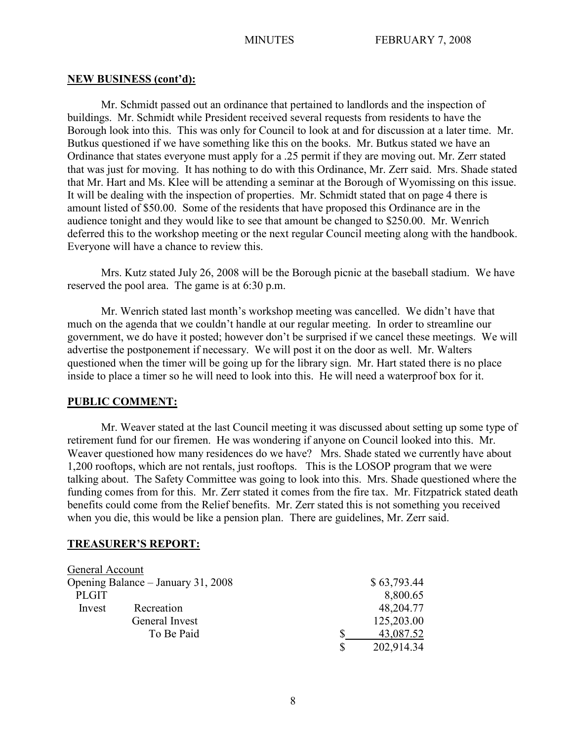## NEW BUSINESS (cont'd):

Mr. Schmidt passed out an ordinance that pertained to landlords and the inspection of buildings. Mr. Schmidt while President received several requests from residents to have the Borough look into this. This was only for Council to look at and for discussion at a later time. Mr. Butkus questioned if we have something like this on the books. Mr. Butkus stated we have an Ordinance that states everyone must apply for a .25 permit if they are moving out. Mr. Zerr stated that was just for moving. It has nothing to do with this Ordinance, Mr. Zerr said. Mrs. Shade stated that Mr. Hart and Ms. Klee will be attending a seminar at the Borough of Wyomissing on this issue. It will be dealing with the inspection of properties. Mr. Schmidt stated that on page 4 there is amount listed of $50.00. Some of the residents that have proposed this Ordinance are in the audience tonight and they would like to see that amount be changed to $250.00. Mr. Wenrich deferred this to the workshop meeting or the next regular Council meeting along with the handbook. Everyone will have a chance to review this.

Mrs. Kutz stated July 26, 2008 will be the Borough picnic at the baseball stadium. We have reserved the pool area. The game is at 6:30 p.m.

Mr. Wenrich stated last month's workshop meeting was cancelled. We didn't have that much on the agenda that we couldn't handle at our regular meeting. In order to streamline our government, we do have it posted; however don't be surprised if we cancel these meetings. We will advertise the postponement if necessary. We will post it on the door as well. Mr. Walters questioned when the timer will be going up for the library sign. Mr. Hart stated there is no place inside to place a timer so he will need to look into this. He will need a waterproof box for it.

## PUBLIC COMMENT:

Mr. Weaver stated at the last Council meeting it was discussed about setting up some type of retirement fund for our firemen. He was wondering if anyone on Council looked into this. Mr. Weaver questioned how many residences do we have? Mrs. Shade stated we currently have about 1,200 rooftops, which are not rentals, just rooftops. This is the LOSOP program that we were talking about. The Safety Committee was going to look into this. Mrs. Shade questioned where the funding comes from for this. Mr. Zerr stated it comes from the fire tax. Mr. Fitzpatrick stated death benefits could come from the Relief benefits. Mr. Zerr stated this is not something you received when you die, this would be like a pension plan. There are guidelines, Mr. Zerr said.

## TREASURER'S REPORT:

| General Account | | |
|---|---|---|
| Opening Balance – January 31, 2008 | | $ 63,793.44 |
| PLGIT | | 8,800.65 |
| Invest | Recreation | 48,204.77 |
| | General Invest | 125,203.00 |
| | To Be Paid | $ 43,087.52 |
| | | $ 202,914.34 |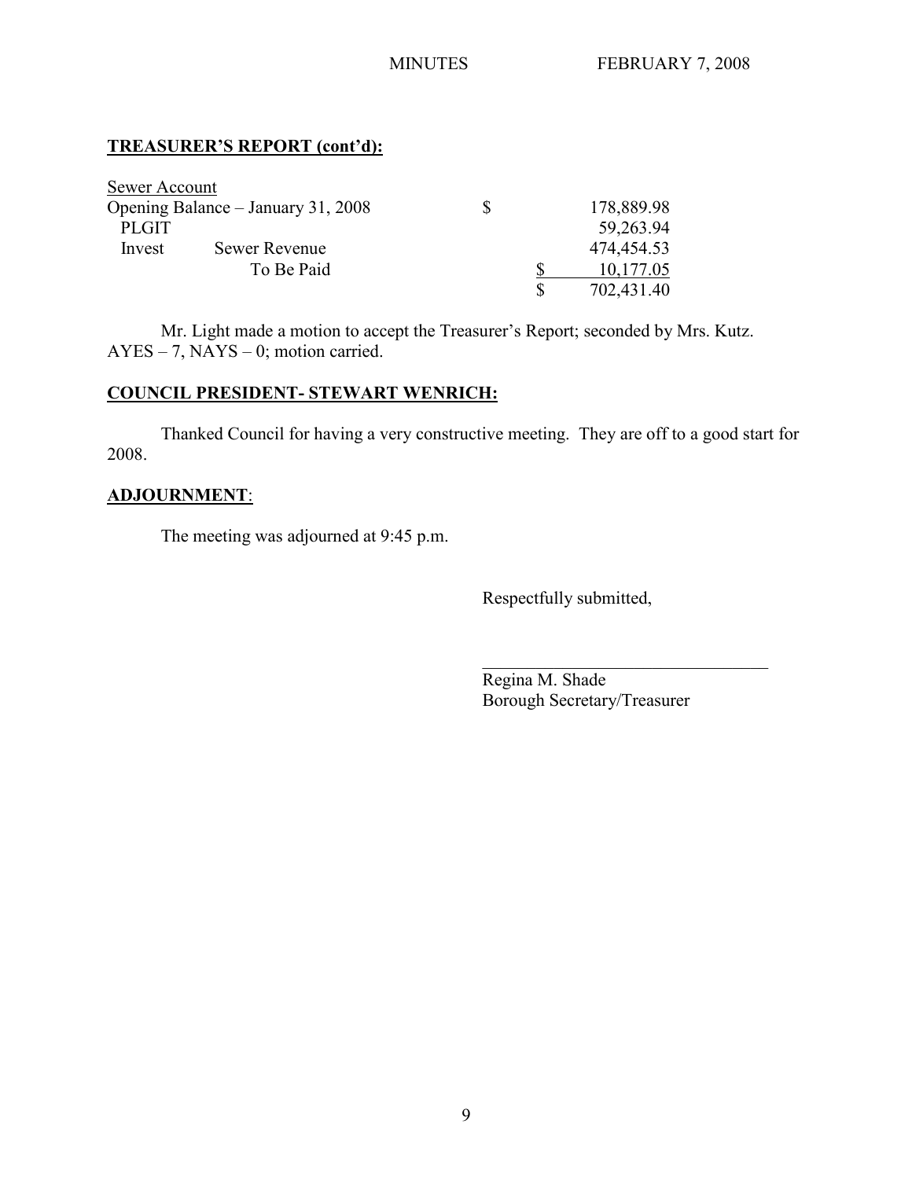**TREASURER'S REPORT (cont'd):**

| | | | |
|---|---|---|---|
| Sewer Account | | | |
| Opening Balance – January 31, 2008 | | $ | 178,889.98 |
| PLGIT | | | 59,263.94 |
| Invest | Sewer Revenue | | 474,454.53 |
| | To Be Paid | $ | 10,177.05 |
| | | $ | 702,431.40 |

Mr. Light made a motion to accept the Treasurer's Report; seconded by Mrs. Kutz. AYES – 7, NAYS – 0; motion carried.

**COUNCIL PRESIDENT- STEWART WENRICH:**

Thanked Council for having a very constructive meeting. They are off to a good start for 2008.

**ADJOURNMENT**:

The meeting was adjourned at 9:45 p.m.

Respectfully submitted,

\_\_\_\_\_\_\_\_\_\_\_\_\_\_\_\_\_\_\_\_\_\_\_\_\_\_\_\_\_\_\_\_

Regina M. Shade
Borough Secretary/Treasurer